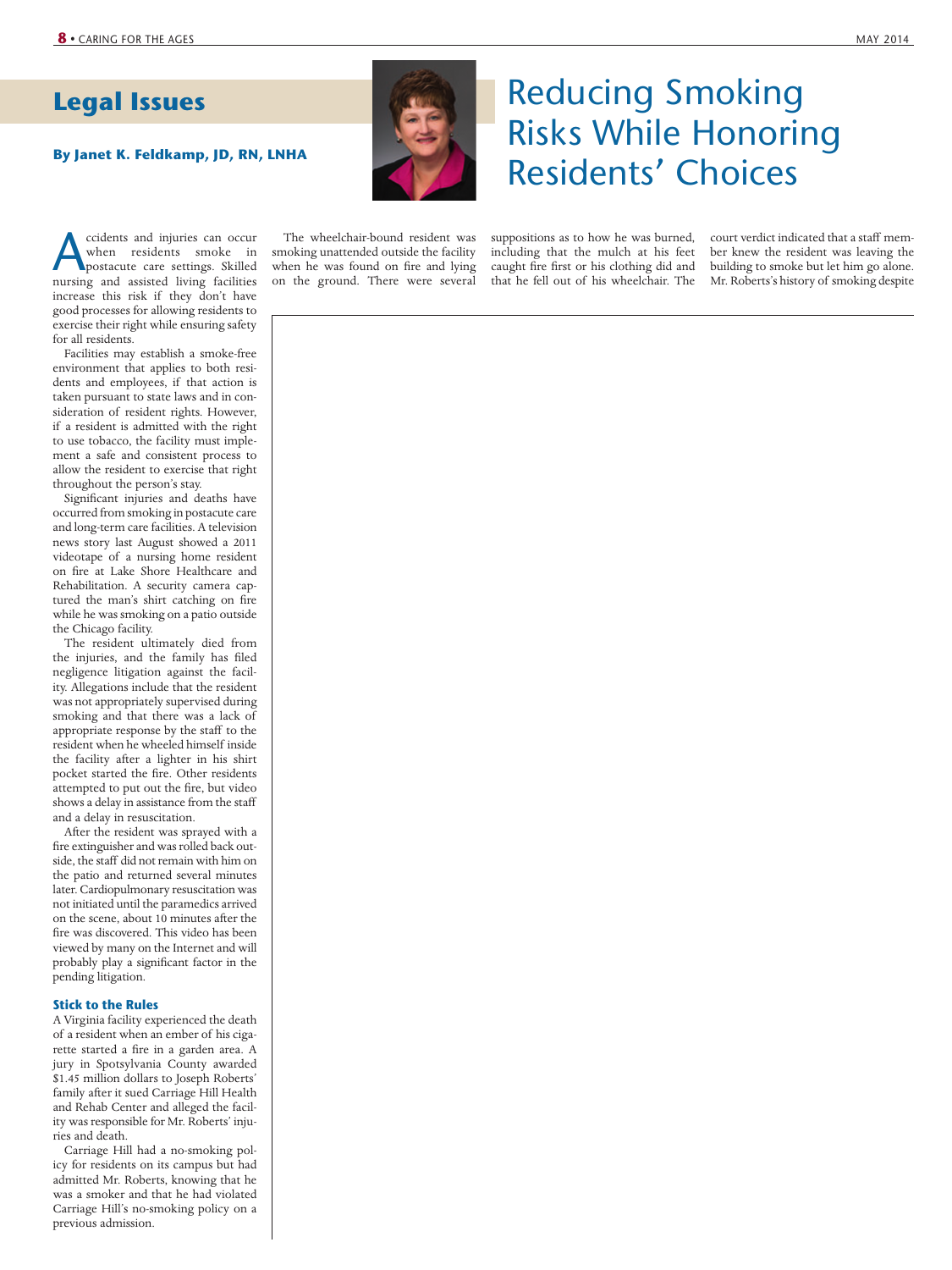## Legal Issues

**By Janet K. Feldkamp, JD, RN, LNHA**

# Reducing Smoking Risks While Honoring Residents' Choices

Accidents and injuries can occur when residents smoke in postacute care settings. Skilled nursing and assisted living facilities increase this risk if they don't have good processes for allowing residents to exercise their right while ensuring safety for all residents.

Facilities may establish a smoke-free environment that applies to both residents and employees, if that action is taken pursuant to state laws and in consideration of resident rights. However, if a resident is admitted with the right to use tobacco, the facility must implement a safe and consistent process to allow the resident to exercise that right throughout the person's stay.

Significant injuries and deaths have occurred from smoking in postacute care and long-term care facilities. A television news story last August showed a 2011 videotape of a nursing home resident on fire at Lake Shore Healthcare and Rehabilitation. A security camera captured the man's shirt catching on fire while he was smoking on a patio outside the Chicago facility.

The resident ultimately died from the injuries, and the family has filed negligence litigation against the facility. Allegations include that the resident was not appropriately supervised during smoking and that there was a lack of appropriate response by the staff to the resident when he wheeled himself inside the facility after a lighter in his shirt pocket started the fire. Other residents attempted to put out the fire, but video shows a delay in assistance from the staff and a delay in resuscitation.

After the resident was sprayed with a fire extinguisher and was rolled back outside, the staff did not remain with him on the patio and returned several minutes later. Cardiopulmonary resuscitation was not initiated until the paramedics arrived on the scene, about 10 minutes after the fire was discovered. This video has been viewed by many on the Internet and will probably play a significant factor in the pending litigation.

### Stick to the Rules

A Virginia facility experienced the death of a resident when an ember of his cigarette started a fire in a garden area. A jury in Spotsylvania County awarded $1.45 million dollars to Joseph Roberts' family after it sued Carriage Hill Health and Rehab Center and alleged the facility was responsible for Mr. Roberts' injuries and death.

Carriage Hill had a no-smoking policy for residents on its campus but had admitted Mr. Roberts, knowing that he was a smoker and that he had violated Carriage Hill's no-smoking policy on a previous admission.

The wheelchair-bound resident was smoking unattended outside the facility when he was found on fire and lying on the ground. There were several suppositions as to how he was burned, including that the mulch at his feet caught fire first or his clothing did and that he fell out of his wheelchair. The court verdict indicated that a staff member knew the resident was leaving the building to smoke but let him go alone. Mr. Roberts's history of smoking despite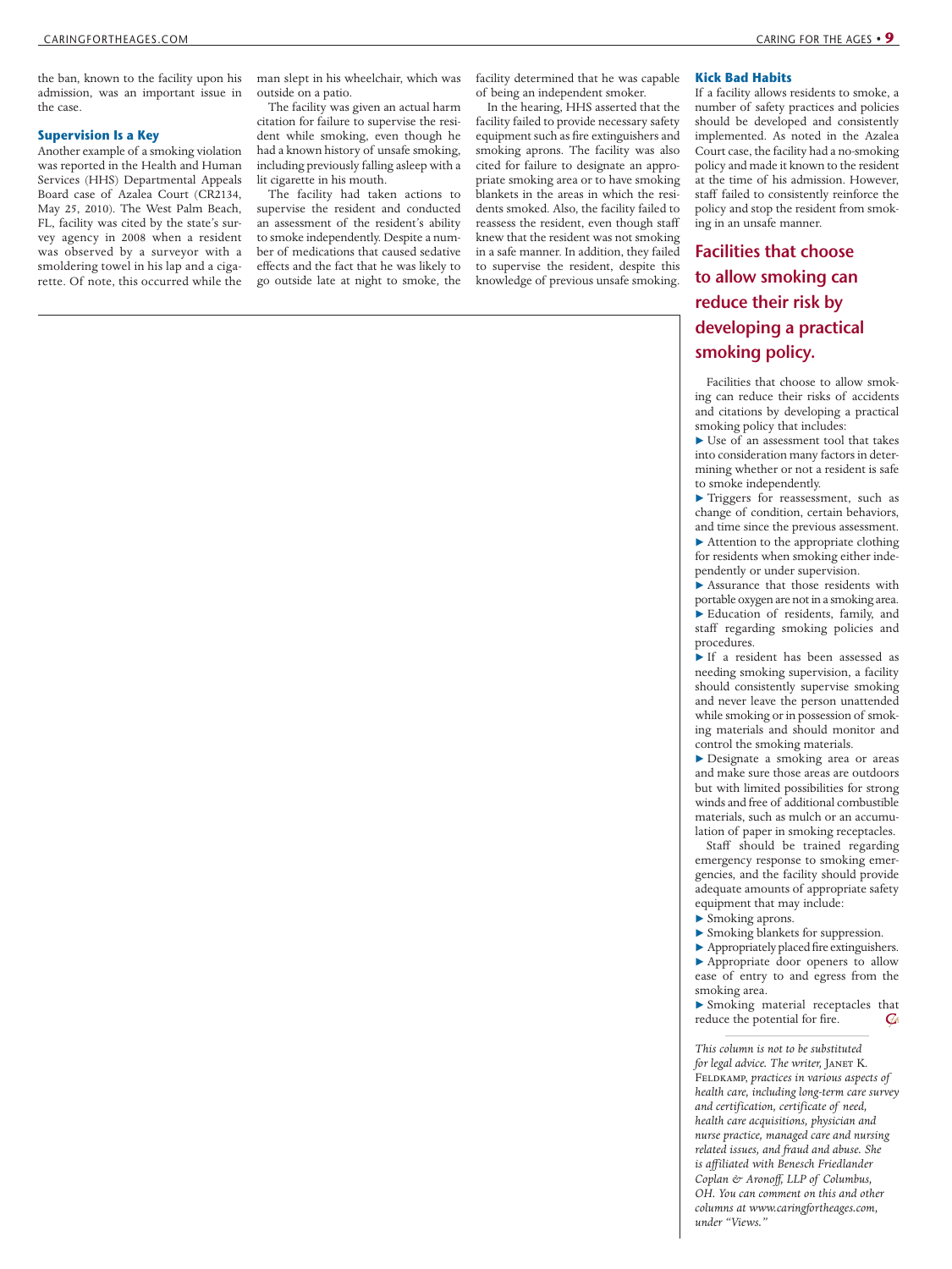the ban, known to the facility upon his admission, was an important issue in the case.

### Supervision Is a Key

Another example of a smoking violation was reported in the Health and Human Services (HHS) Departmental Appeals Board case of Azalea Court (CR2134, May 25, 2010). The West Palm Beach, FL, facility was cited by the state's survey agency in 2008 when a resident was observed by a surveyor with a smoldering towel in his lap and a cigarette. Of note, this occurred while the man slept in his wheelchair, which was outside on a patio.

The facility was given an actual harm citation for failure to supervise the resident while smoking, even though he had a known history of unsafe smoking, including previously falling asleep with a lit cigarette in his mouth.

The facility had taken actions to supervise the resident and conducted an assessment of the resident's ability to smoke independently. Despite a number of medications that caused sedative effects and the fact that he was likely to go outside late at night to smoke, the facility determined that he was capable of being an independent smoker.

In the hearing, HHS asserted that the facility failed to provide necessary safety equipment such as fire extinguishers and smoking aprons. The facility was also cited for failure to designate an appropriate smoking area or to have smoking blankets in the areas in which the residents smoked. Also, the facility failed to reassess the resident, even though staff knew that the resident was not smoking in a safe manner. In addition, they failed to supervise the resident, despite this knowledge of previous unsafe smoking.

### Kick Bad Habits

If a facility allows residents to smoke, a number of safety practices and policies should be developed and consistently implemented. As noted in the Azalea Court case, the facility had a no-smoking policy and made it known to the resident at the time of his admission. However, staff failed to consistently reinforce the policy and stop the resident from smoking in an unsafe manner.

**Facilities that choose to allow smoking can reduce their risk by developing a practical smoking policy.**

Facilities that choose to allow smoking can reduce their risks of accidents and citations by developing a practical smoking policy that includes:

- Use of an assessment tool that takes into consideration many factors in determining whether or not a resident is safe to smoke independently.
- Triggers for reassessment, such as change of condition, certain behaviors, and time since the previous assessment.
- Attention to the appropriate clothing for residents when smoking either independently or under supervision.
- Assurance that those residents with portable oxygen are not in a smoking area.
- Education of residents, family, and staff regarding smoking policies and procedures.
- If a resident has been assessed as needing smoking supervision, a facility should consistently supervise smoking and never leave the person unattended while smoking or in possession of smoking materials and should monitor and control the smoking materials.
- Designate a smoking area or areas and make sure those areas are outdoors but with limited possibilities for strong winds and free of additional combustible materials, such as mulch or an accumulation of paper in smoking receptacles.

Staff should be trained regarding emergency response to smoking emergencies, and the facility should provide adequate amounts of appropriate safety equipment that may include:

- Smoking aprons.
- Smoking blankets for suppression.
- Appropriately placed fire extinguishers.
- Appropriate door openers to allow ease of entry to and egress from the smoking area.
- Smoking material receptacles that reduce the potential for fire.

*This column is not to be substituted for legal advice. The writer,* Janet K. Feldkamp, *practices in various aspects of health care, including long-term care survey and certification, certificate of need, health care acquisitions, physician and nurse practice, managed care and nursing related issues, and fraud and abuse. She is affiliated with Benesch Friedlander Coplan & Aronoff, LLP of Columbus, OH. You can comment on this and other columns at www.caringfortheages.com, under "Views."*